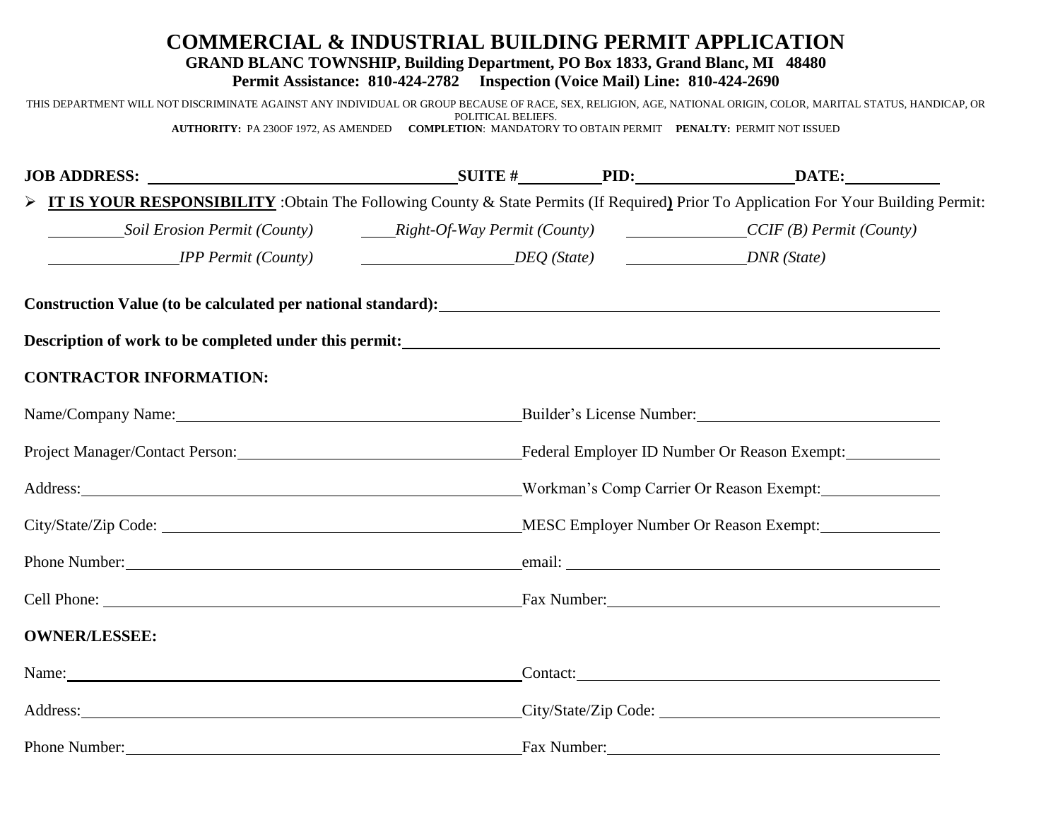# COMMERCIAL & INDUSTRIAL BUILDING PERMIT APPLICATION

**GRAND BLANC TOWNSHIP, Building Department, PO Box 1833, Grand Blanc, MI 48480**

**Permit Assistance: 810-424-2782 Inspection (Voice Mail) Line: 810-424-2690**

THIS DEPARTMENT WILL NOT DISCRIMINATE AGAINST ANY INDIVIDUAL OR GROUP BECAUSE OF RACE, SEX, RELIGION, AGE, NATIONAL ORIGIN, COLOR, MARITAL STATUS, HANDICAP, OR POLITICAL BELIEFS.

**AUTHORITY:** PA 230OF 1972, AS AMENDED **COMPLETION**: MANDATORY TO OBTAIN PERMIT **PENALTY:** PERMIT NOT ISSUED

**JOB ADDRESS:** ______________________ **SUITE #** __________ **PID:** ______________ **DATE:** __________

- **IT IS YOUR RESPONSIBILITY** :Obtain The Following County & State Permits (If Required**)** Prior To Application For Your Building Permit:

_________ *Soil Erosion Permit (County)* ____ *Right-Of-Way Permit (County)* ____________ *CCIF (B) Permit (County)*

_____________ *IPP Permit (County)* _______________ *DEQ (State)* ____________ *DNR (State)*

**Construction Value (to be calculated per national standard):** ______________________

**Description of work to be completed under this permit:** ______________________

**CONTRACTOR INFORMATION:**

Name/Company Name: ______________________ Builder's License Number: ______________________

Project Manager/Contact Person: ______________________ Federal Employer ID Number Or Reason Exempt: __________

Address: ______________________ Workman's Comp Carrier Or Reason Exempt: __________

City/State/Zip Code: ______________________ MESC Employer Number Or Reason Exempt: __________

Phone Number: ______________________ email: ______________________

Cell Phone: ______________________ Fax Number: ______________________

**OWNER/LESSEE:**

Name: ______________________ Contact: ______________________

Address: ______________________ City/State/Zip Code: ______________________

Phone Number: ______________________ Fax Number: ______________________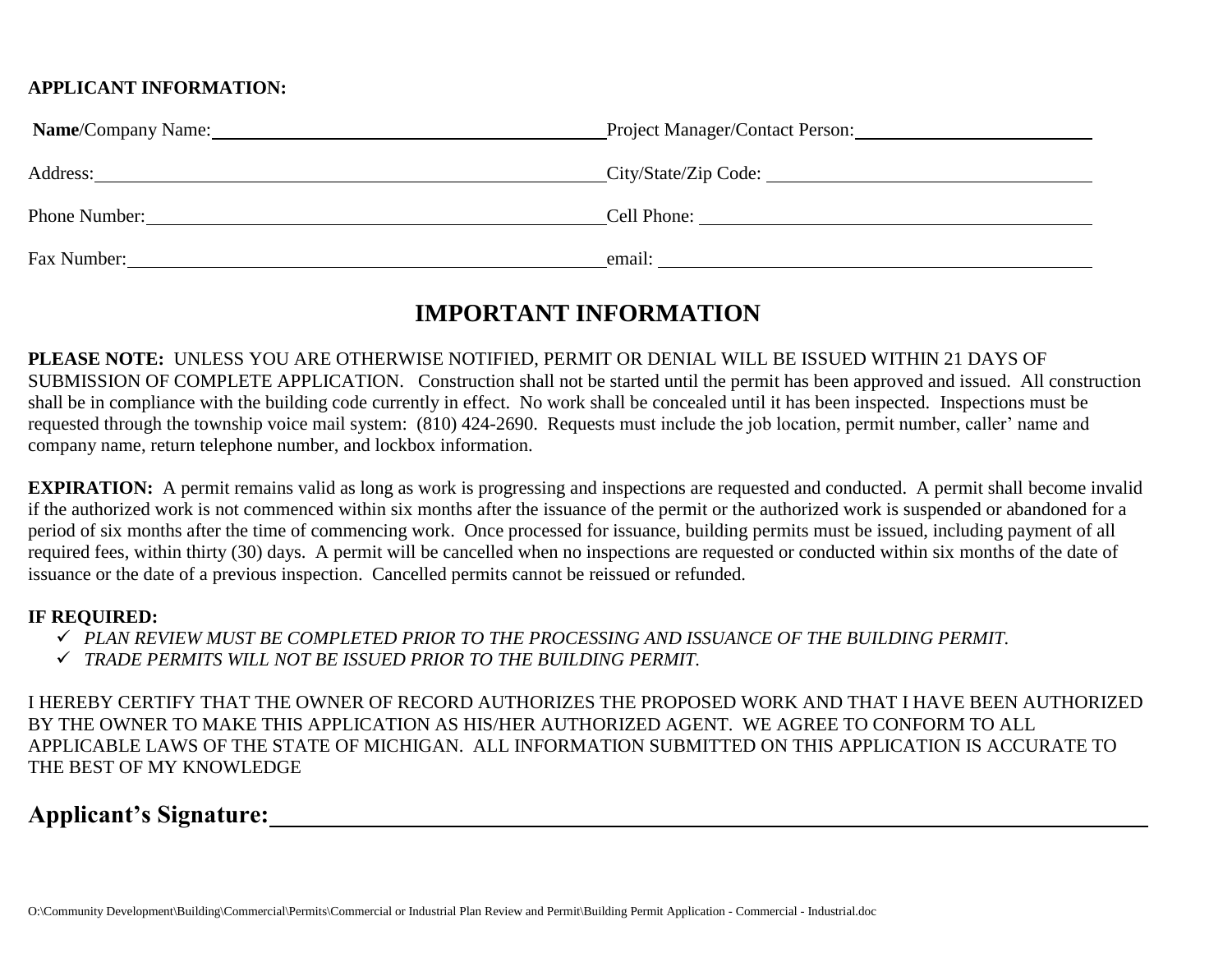**APPLICANT INFORMATION:**

**Name**/Company Name: ______________________ Project Manager/Contact Person: ______________________

Address: ______________________ City/State/Zip Code: ______________________

Phone Number: ______________________ Cell Phone: ______________________

Fax Number: ______________________ email: ______________________

# IMPORTANT INFORMATION

**PLEASE NOTE:** UNLESS YOU ARE OTHERWISE NOTIFIED, PERMIT OR DENIAL WILL BE ISSUED WITHIN 21 DAYS OF SUBMISSION OF COMPLETE APPLICATION. Construction shall not be started until the permit has been approved and issued. All construction shall be in compliance with the building code currently in effect. No work shall be concealed until it has been inspected. Inspections must be requested through the township voice mail system: (810) 424-2690. Requests must include the job location, permit number, caller' name and company name, return telephone number, and lockbox information.

**EXPIRATION:** A permit remains valid as long as work is progressing and inspections are requested and conducted. A permit shall become invalid if the authorized work is not commenced within six months after the issuance of the permit or the authorized work is suspended or abandoned for a period of six months after the time of commencing work. Once processed for issuance, building permits must be issued, including payment of all required fees, within thirty (30) days. A permit will be cancelled when no inspections are requested or conducted within six months of the date of issuance or the date of a previous inspection. Cancelled permits cannot be reissued or refunded.

**IF REQUIRED:**

- ✓ *PLAN REVIEW MUST BE COMPLETED PRIOR TO THE PROCESSING AND ISSUANCE OF THE BUILDING PERMIT.*
- ✓ *TRADE PERMITS WILL NOT BE ISSUED PRIOR TO THE BUILDING PERMIT.*

I HEREBY CERTIFY THAT THE OWNER OF RECORD AUTHORIZES THE PROPOSED WORK AND THAT I HAVE BEEN AUTHORIZED BY THE OWNER TO MAKE THIS APPLICATION AS HIS/HER AUTHORIZED AGENT. WE AGREE TO CONFORM TO ALL APPLICABLE LAWS OF THE STATE OF MICHIGAN. ALL INFORMATION SUBMITTED ON THIS APPLICATION IS ACCURATE TO THE BEST OF MY KNOWLEDGE

**Applicant's Signature:** ______________________________________________

O:\Community Development\Building\Commercial\Permits\Commercial or Industrial Plan Review and Permit\Building Permit Application - Commercial - Industrial.doc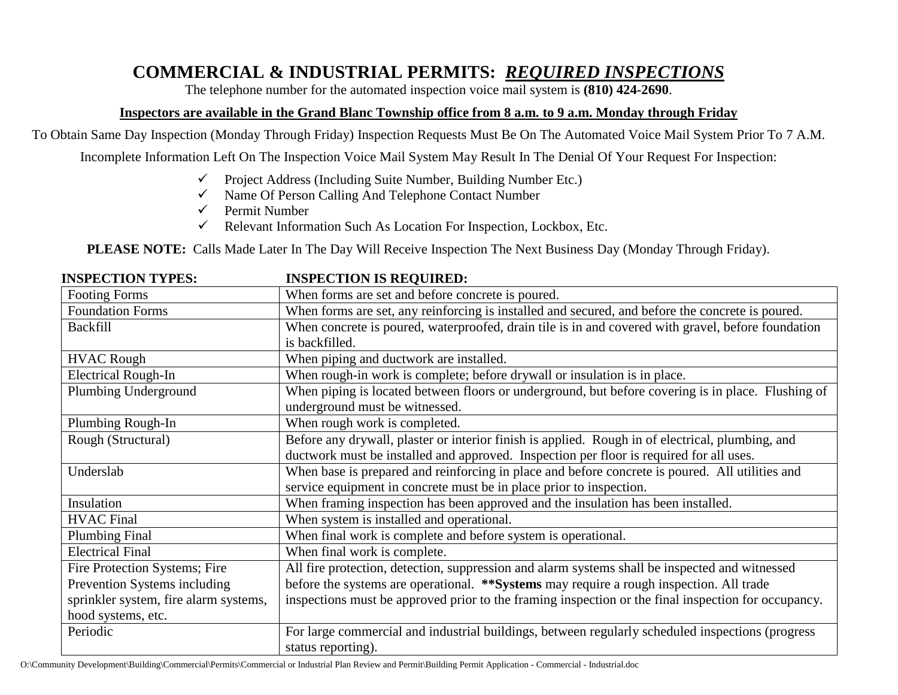# COMMERCIAL & INDUSTRIAL PERMITS: ***REQUIRED INSPECTIONS***

The telephone number for the automated inspection voice mail system is **(810) 424-2690**.

**Inspectors are available in the Grand Blanc Township office from 8 a.m. to 9 a.m. Monday through Friday**

To Obtain Same Day Inspection (Monday Through Friday) Inspection Requests Must Be On The Automated Voice Mail System Prior To 7 A.M.

Incomplete Information Left On The Inspection Voice Mail System May Result In The Denial Of Your Request For Inspection:

- ✓ Project Address (Including Suite Number, Building Number Etc.)
- ✓ Name Of Person Calling And Telephone Contact Number
- ✓ Permit Number
- ✓ Relevant Information Such As Location For Inspection, Lockbox, Etc.

**PLEASE NOTE:** Calls Made Later In The Day Will Receive Inspection The Next Business Day (Monday Through Friday).

| INSPECTION TYPES: | INSPECTION IS REQUIRED: |
|---|---|
| Footing Forms | When forms are set and before concrete is poured. |
| Foundation Forms | When forms are set, any reinforcing is installed and secured, and before the concrete is poured. |
| Backfill | When concrete is poured, waterproofed, drain tile is in and covered with gravel, before foundation is backfilled. |
| HVAC Rough | When piping and ductwork are installed. |
| Electrical Rough-In | When rough-in work is complete; before drywall or insulation is in place. |
| Plumbing Underground | When piping is located between floors or underground, but before covering is in place. Flushing of underground must be witnessed. |
| Plumbing Rough-In | When rough work is completed. |
| Rough (Structural) | Before any drywall, plaster or interior finish is applied. Rough in of electrical, plumbing, and ductwork must be installed and approved. Inspection per floor is required for all uses. |
| Underslab | When base is prepared and reinforcing in place and before concrete is poured. All utilities and service equipment in concrete must be in place prior to inspection. |
| Insulation | When framing inspection has been approved and the insulation has been installed. |
| HVAC Final | When system is installed and operational. |
| Plumbing Final | When final work is complete and before system is operational. |
| Electrical Final | When final work is complete. |
| Fire Protection Systems; Fire Prevention Systems including sprinkler system, fire alarm systems, hood systems, etc. | All fire protection, detection, suppression and alarm systems shall be inspected and witnessed before the systems are operational. ****Systems** may require a rough inspection. All trade inspections must be approved prior to the framing inspection or the final inspection for occupancy. |
| Periodic | For large commercial and industrial buildings, between regularly scheduled inspections (progress status reporting). |

O:\Community Development\Building\Commercial\Permits\Commercial or Industrial Plan Review and Permit\Building Permit Application - Commercial - Industrial.doc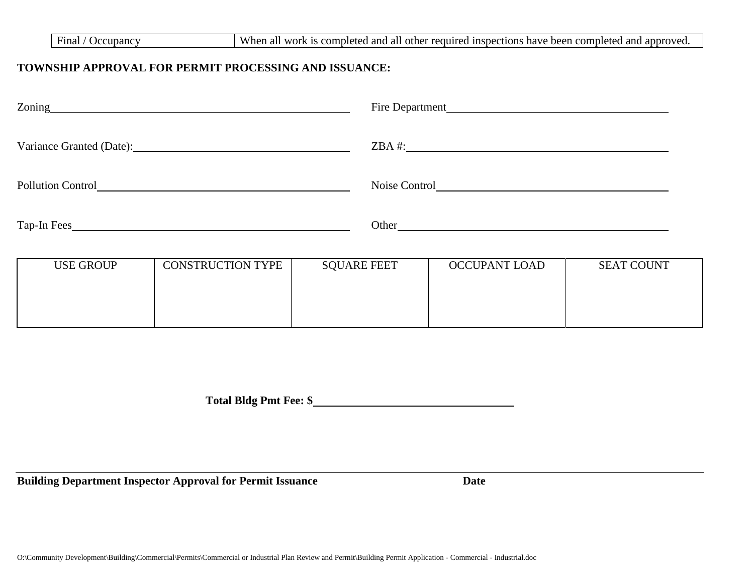| | |
|---|---|
| Final / Occupancy | When all work is completed and all other required inspections have been completed and approved. |

**TOWNSHIP APPROVAL FOR PERMIT PROCESSING AND ISSUANCE:**

Zoning\_\_\_\_\_\_\_\_\_\_\_\_\_\_\_\_\_\_\_\_\_\_\_\_\_\_\_\_\_\_\_\_\_\_\_\_\_\_\_\_ Fire Department\_\_\_\_\_\_\_\_\_\_\_\_\_\_\_\_\_\_\_\_\_\_\_\_\_\_\_\_\_\_\_\_

Variance Granted (Date):\_\_\_\_\_\_\_\_\_\_\_\_\_\_\_\_\_\_\_\_\_\_\_\_\_\_\_\_ ZBA #:\_\_\_\_\_\_\_\_\_\_\_\_\_\_\_\_\_\_\_\_\_\_\_\_\_\_\_\_\_\_\_\_\_\_\_\_\_\_\_\_

Pollution Control\_\_\_\_\_\_\_\_\_\_\_\_\_\_\_\_\_\_\_\_\_\_\_\_\_\_\_\_\_\_\_\_\_\_\_\_ Noise Control\_\_\_\_\_\_\_\_\_\_\_\_\_\_\_\_\_\_\_\_\_\_\_\_\_\_\_\_\_\_\_\_\_\_\_

Tap-In Fees\_\_\_\_\_\_\_\_\_\_\_\_\_\_\_\_\_\_\_\_\_\_\_\_\_\_\_\_\_\_\_\_\_\_\_\_\_\_ Other\_\_\_\_\_\_\_\_\_\_\_\_\_\_\_\_\_\_\_\_\_\_\_\_\_\_\_\_\_\_\_\_\_\_\_\_\_\_\_\_\_

| USE GROUP | CONSTRUCTION TYPE | SQUARE FEET | OCCUPANT LOAD | SEAT COUNT |
|---|---|---|---|---|
| | | | | |

**Total Bldg Pmt Fee: $**\_\_\_\_\_\_\_\_\_\_\_\_\_\_\_\_\_\_\_\_\_\_\_\_\_\_\_\_

\_\_\_\_\_\_\_\_\_\_\_\_\_\_\_\_\_\_\_\_\_\_\_\_\_\_\_\_\_\_\_\_\_\_\_\_\_\_\_\_\_\_\_\_\_\_\_\_\_\_\_\_\_\_\_\_\_\_\_\_\_\_\_\_\_\_\_\_\_\_

**Building Department Inspector Approval for Permit Issuance** **Date**

O:\Community Development\Building\Commercial\Permits\Commercial or Industrial Plan Review and Permit\Building Permit Application - Commercial - Industrial.doc